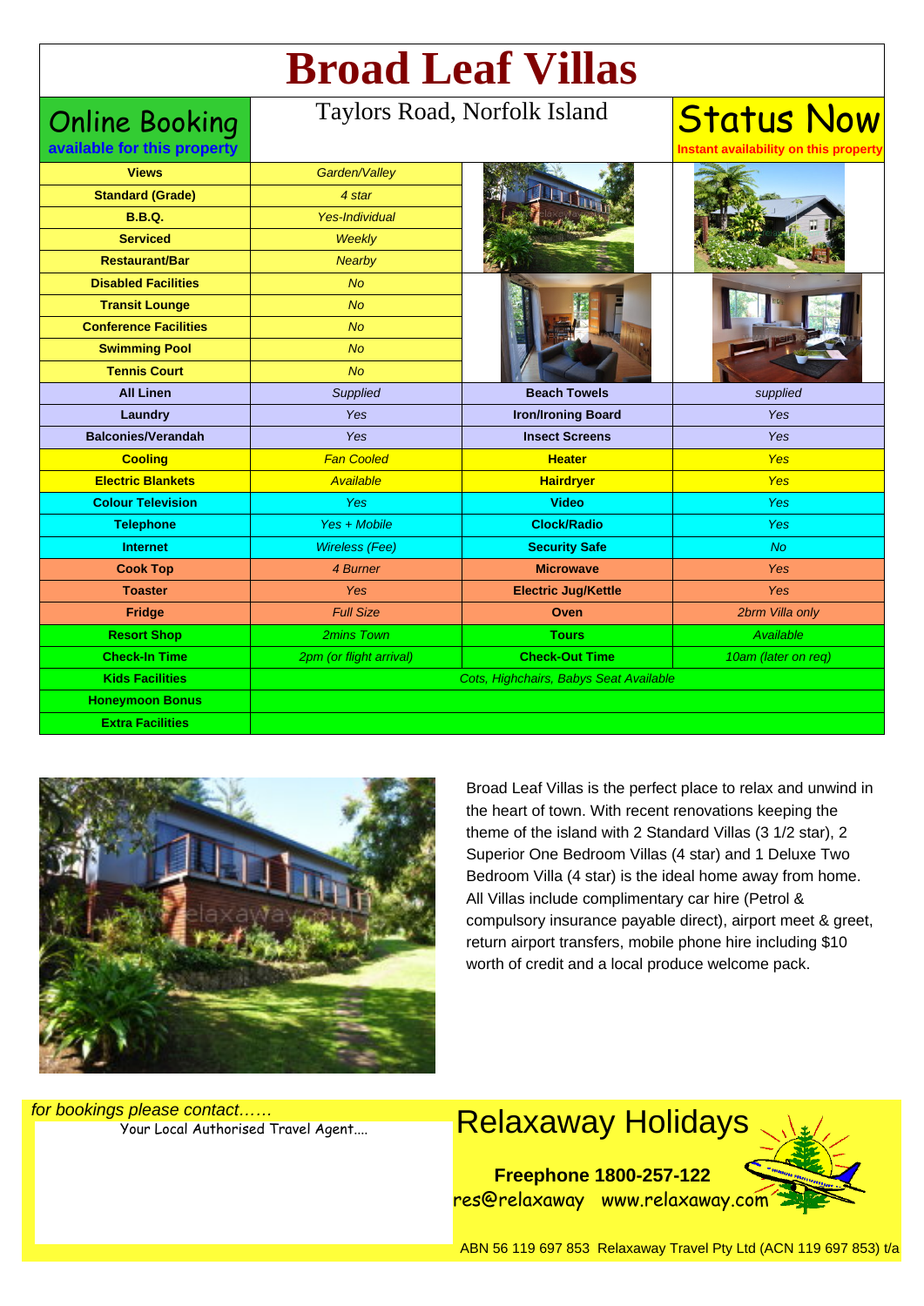# Broad Leaf Villas

**Online Booking**
available for this property

Taylors Road, Norfolk Island

**Status Now**
Instant availability on this property

| Feature | Detail | Feature | Detail |
|---|---|---|---|
| **Views** | *Garden/Valley* | | |
| **Standard (Grade)** | *4 star* | | |
| **B.B.Q.** | *Yes-Individual* | | |
| **Serviced** | *Weekly* | | |
| **Restaurant/Bar** | *Nearby* | | |
| **Disabled Facilities** | *No* | | |
| **Transit Lounge** | *No* | | |
| **Conference Facilities** | *No* | | |
| **Swimming Pool** | *No* | | |
| **Tennis Court** | *No* | | |
| **All Linen** | *Supplied* | **Beach Towels** | *supplied* |
| **Laundry** | *Yes* | **Iron/Ironing Board** | *Yes* |
| **Balconies/Verandah** | *Yes* | **Insect Screens** | *Yes* |
| **Cooling** | *Fan Cooled* | **Heater** | *Yes* |
| **Electric Blankets** | *Available* | **Hairdryer** | *Yes* |
| **Colour Television** | *Yes* | **Video** | *Yes* |
| **Telephone** | *Yes + Mobile* | **Clock/Radio** | *Yes* |
| **Internet** | *Wireless (Fee)* | **Security Safe** | *No* |
| **Cook Top** | *4 Burner* | **Microwave** | *Yes* |
| **Toaster** | *Yes* | **Electric Jug/Kettle** | *Yes* |
| **Fridge** | *Full Size* | **Oven** | *2brm Villa only* |
| **Resort Shop** | *2mins Town* | **Tours** | *Available* |
| **Check-In Time** | *2pm (or flight arrival)* | **Check-Out Time** | *10am (later on req)* |
| **Kids Facilities** | *Cots, Highchairs, Babys Seat Available* | | |
| **Honeymoon Bonus** | | | |
| **Extra Facilities** | | | |

Broad Leaf Villas is the perfect place to relax and unwind in the heart of town. With recent renovations keeping the theme of the island with 2 Standard Villas (3 1/2 star), 2 Superior One Bedroom Villas (4 star) and 1 Deluxe Two Bedroom Villa (4 star) is the ideal home away from home. All Villas include complimentary car hire (Petrol & compulsory insurance payable direct), airport meet & greet, return airport transfers, mobile phone hire including $10 worth of credit and a local produce welcome pack.

*for bookings please contact……*
Your Local Authorised Travel Agent....

## Relaxaway Holidays

**Freephone 1800-257-122**
res@relaxaway www.relaxaway.com

ABN 56 119 697 853 Relaxaway Travel Pty Ltd (ACN 119 697 853) t/a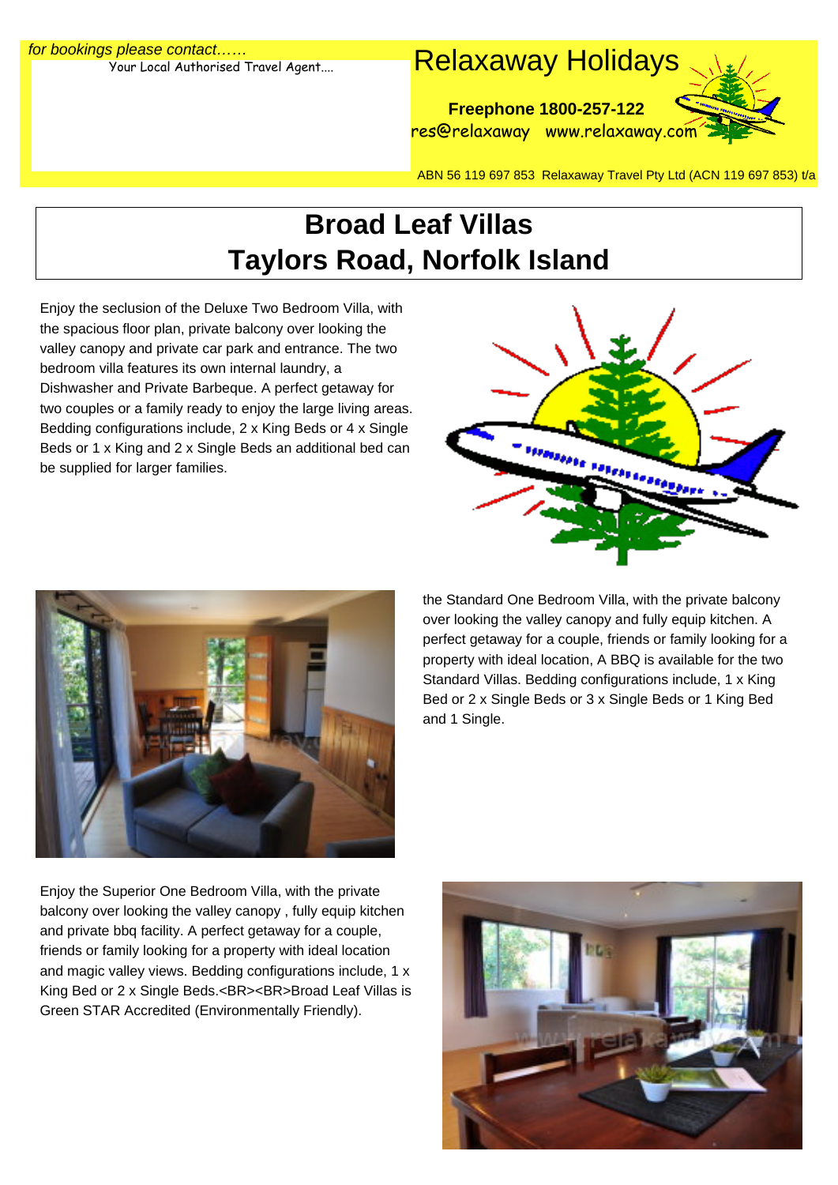*for bookings please contact……*

Your Local Authorised Travel Agent....

Relaxaway Holidays

**Freephone 1800-257-122**

res@relaxaway www.relaxaway.com

ABN 56 119 697 853 Relaxaway Travel Pty Ltd (ACN 119 697 853) t/a

# Broad Leaf Villas
# Taylors Road, Norfolk Island

Enjoy the seclusion of the Deluxe Two Bedroom Villa, with the spacious floor plan, private balcony over looking the valley canopy and private car park and entrance. The two bedroom villa features its own internal laundry, a Dishwasher and Private Barbeque. A perfect getaway for two couples or a family ready to enjoy the large living areas. Bedding configurations include, 2 x King Beds or 4 x Single Beds or 1 x King and 2 x Single Beds an additional bed can be supplied for larger families.

the Standard One Bedroom Villa, with the private balcony over looking the valley canopy and fully equip kitchen. A perfect getaway for a couple, friends or family looking for a property with ideal location, A BBQ is available for the two Standard Villas. Bedding configurations include, 1 x King Bed or 2 x Single Beds or 3 x Single Beds or 1 King Bed and 1 Single.

Enjoy the Superior One Bedroom Villa, with the private balcony over looking the valley canopy , fully equip kitchen and private bbq facility. A perfect getaway for a couple, friends or family looking for a property with ideal location and magic valley views. Bedding configurations include, 1 x King Bed or 2 x Single Beds.<BR><BR>Broad Leaf Villas is Green STAR Accredited (Environmentally Friendly).